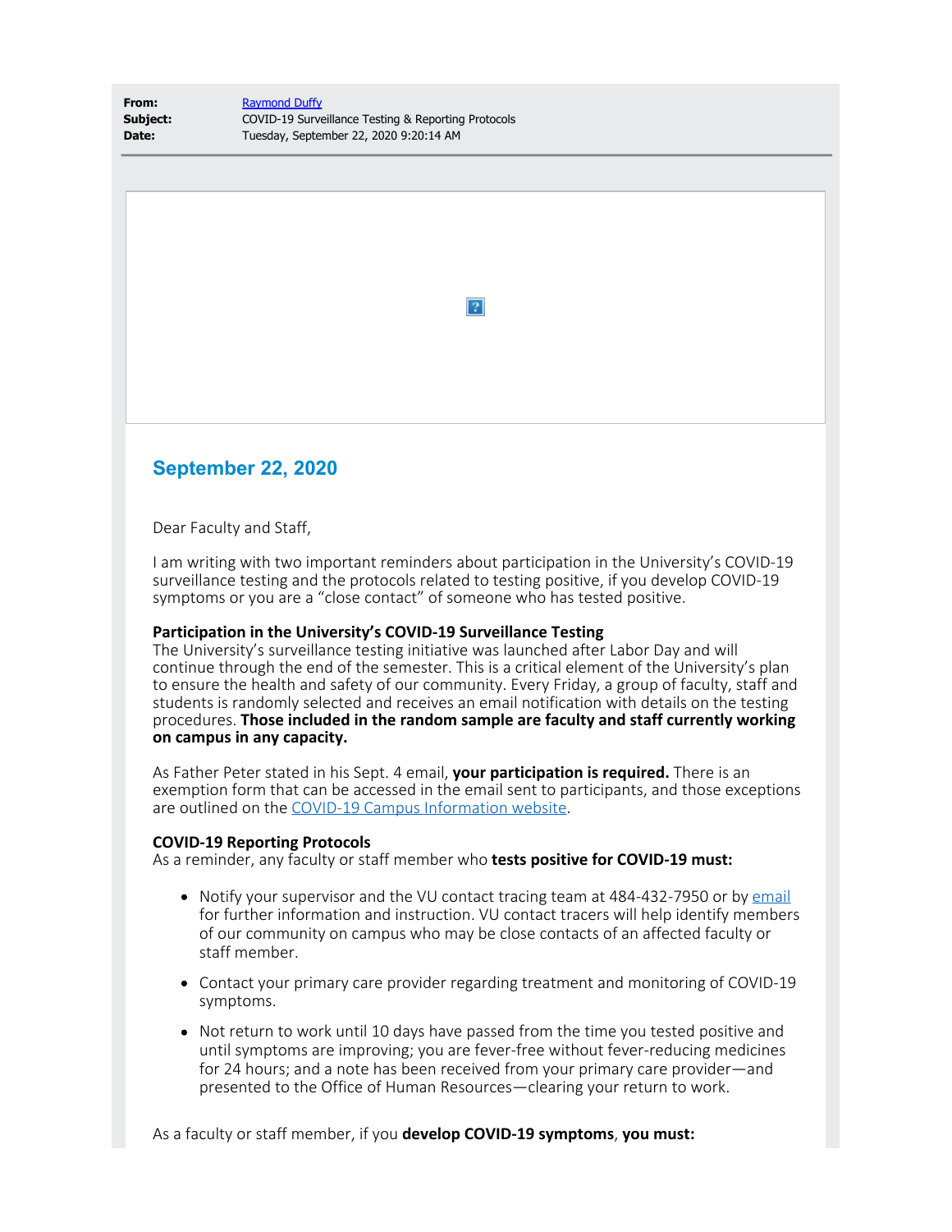**From:** Raymond Duffy
**Subject:** COVID-19 Surveillance Testing & Reporting Protocols
**Date:** Tuesday, September 22, 2020 9:20:14 AM

## September 22, 2020

Dear Faculty and Staff,

I am writing with two important reminders about participation in the University's COVID-19 surveillance testing and the protocols related to testing positive, if you develop COVID-19 symptoms or you are a "close contact" of someone who has tested positive.

**Participation in the University's COVID-19 Surveillance Testing**
The University's surveillance testing initiative was launched after Labor Day and will continue through the end of the semester. This is a critical element of the University's plan to ensure the health and safety of our community. Every Friday, a group of faculty, staff and students is randomly selected and receives an email notification with details on the testing procedures. **Those included in the random sample are faculty and staff currently working on campus in any capacity.**

As Father Peter stated in his Sept. 4 email, **your participation is required.** There is an exemption form that can be accessed in the email sent to participants, and those exceptions are outlined on the COVID-19 Campus Information website.

**COVID-19 Reporting Protocols**
As a reminder, any faculty or staff member who **tests positive for COVID-19 must:**

- Notify your supervisor and the VU contact tracing team at 484-432-7950 or by email for further information and instruction. VU contact tracers will help identify members of our community on campus who may be close contacts of an affected faculty or staff member.
- Contact your primary care provider regarding treatment and monitoring of COVID-19 symptoms.
- Not return to work until 10 days have passed from the time you tested positive and until symptoms are improving; you are fever-free without fever-reducing medicines for 24 hours; and a note has been received from your primary care provider—and presented to the Office of Human Resources—clearing your return to work.

As a faculty or staff member, if you **develop COVID-19 symptoms**, **you must:**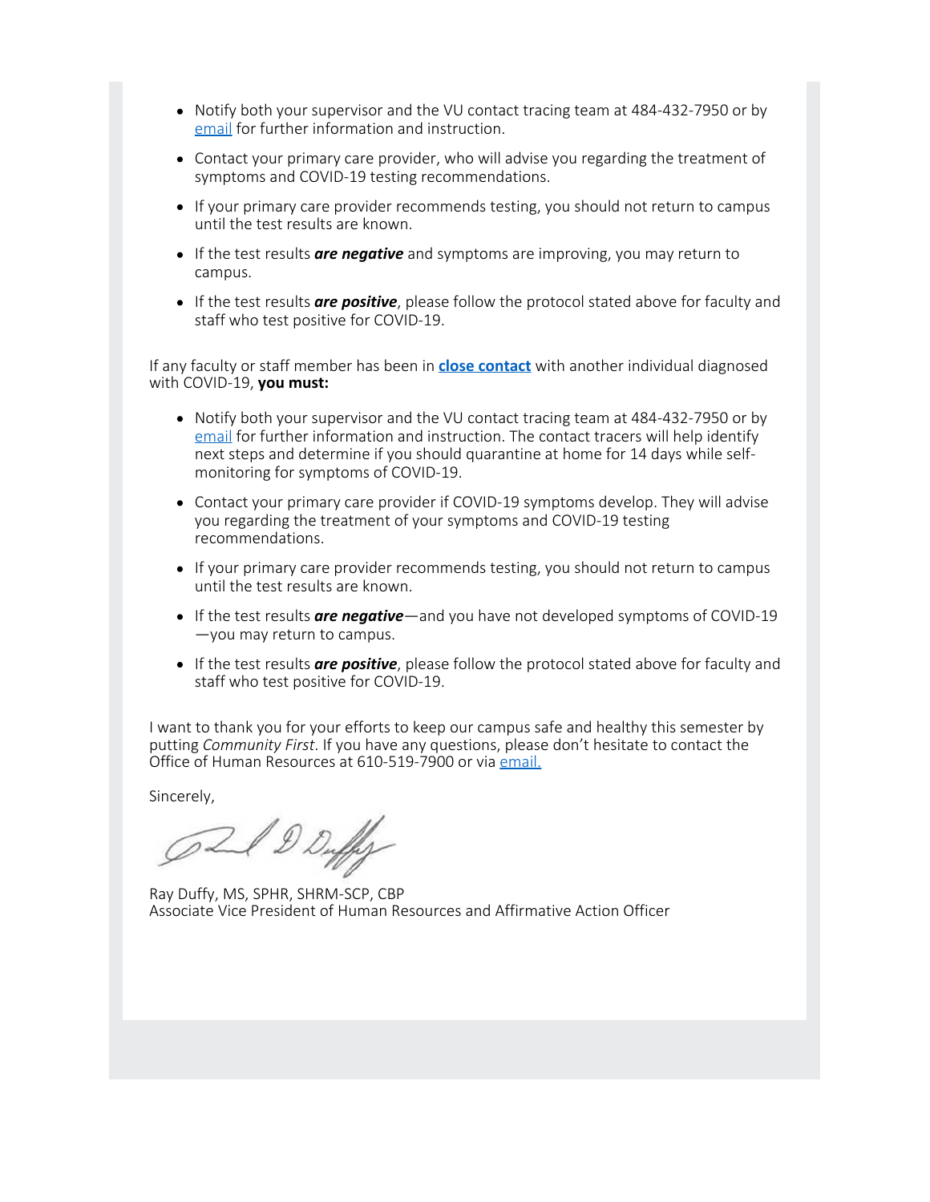- Notify both your supervisor and the VU contact tracing team at 484-432-7950 or by email for further information and instruction.
- Contact your primary care provider, who will advise you regarding the treatment of symptoms and COVID-19 testing recommendations.
- If your primary care provider recommends testing, you should not return to campus until the test results are known.
- If the test results ***are negative*** and symptoms are improving, you may return to campus.
- If the test results ***are positive***, please follow the protocol stated above for faculty and staff who test positive for COVID-19.

If any faculty or staff member has been in **close contact** with another individual diagnosed with COVID-19, **you must:**

- Notify both your supervisor and the VU contact tracing team at 484-432-7950 or by email for further information and instruction. The contact tracers will help identify next steps and determine if you should quarantine at home for 14 days while self-monitoring for symptoms of COVID-19.
- Contact your primary care provider if COVID-19 symptoms develop. They will advise you regarding the treatment of your symptoms and COVID-19 testing recommendations.
- If your primary care provider recommends testing, you should not return to campus until the test results are known.
- If the test results ***are negative***—and you have not developed symptoms of COVID-19—you may return to campus.
- If the test results ***are positive***, please follow the protocol stated above for faculty and staff who test positive for COVID-19.

I want to thank you for your efforts to keep our campus safe and healthy this semester by putting *Community First*. If you have any questions, please don't hesitate to contact the Office of Human Resources at 610-519-7900 or via email.

Sincerely,

Ray Duffy, MS, SPHR, SHRM-SCP, CBP  
Associate Vice President of Human Resources and Affirmative Action Officer